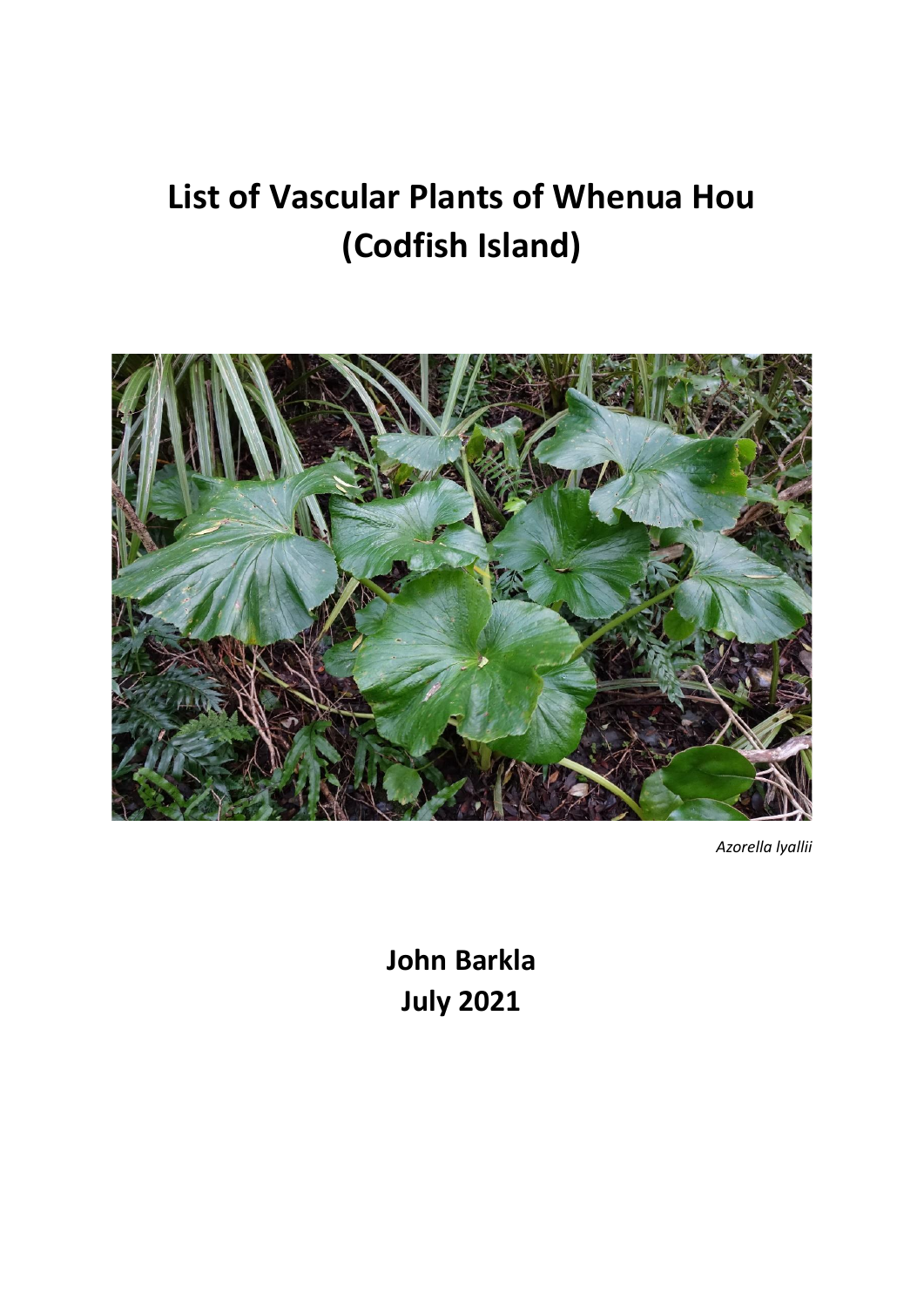# List of Vascular Plants of Whenua Hou (Codfish Island)

*Azorella lyallii*

**John Barkla**
**July 2021**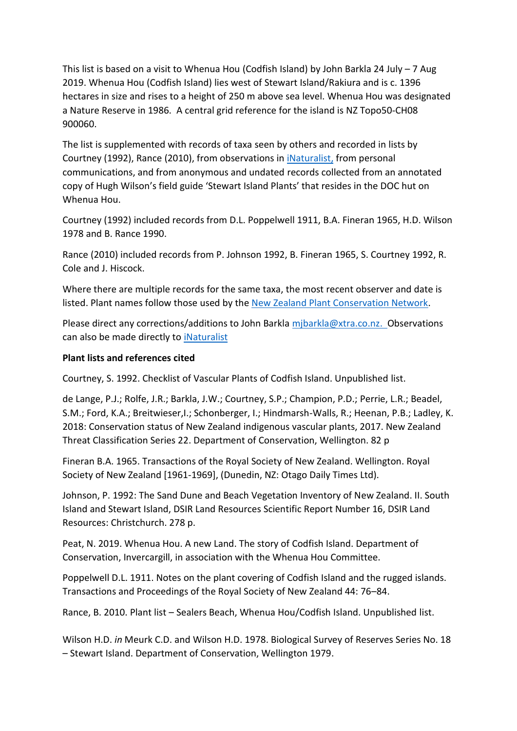This list is based on a visit to Whenua Hou (Codfish Island) by John Barkla 24 July – 7 Aug 2019. Whenua Hou (Codfish Island) lies west of Stewart Island/Rakiura and is c. 1396 hectares in size and rises to a height of 250 m above sea level. Whenua Hou was designated a Nature Reserve in 1986. A central grid reference for the island is NZ Topo50-CH08 900060.

The list is supplemented with records of taxa seen by others and recorded in lists by Courtney (1992), Rance (2010), from observations in [iNaturalist,](#) from personal communications, and from anonymous and undated records collected from an annotated copy of Hugh Wilson's field guide 'Stewart Island Plants' that resides in the DOC hut on Whenua Hou.

Courtney (1992) included records from D.L. Poppelwell 1911, B.A. Fineran 1965, H.D. Wilson 1978 and B. Rance 1990.

Rance (2010) included records from P. Johnson 1992, B. Fineran 1965, S. Courtney 1992, R. Cole and J. Hiscock.

Where there are multiple records for the same taxa, the most recent observer and date is listed. Plant names follow those used by the [New Zealand Plant Conservation Network](#).

Please direct any corrections/additions to John Barkla [mjbarkla@xtra.co.nz.](mailto:mjbarkla@xtra.co.nz) Observations can also be made directly to [iNaturalist](#)

**Plant lists and references cited**

Courtney, S. 1992. Checklist of Vascular Plants of Codfish Island. Unpublished list.

de Lange, P.J.; Rolfe, J.R.; Barkla, J.W.; Courtney, S.P.; Champion, P.D.; Perrie, L.R.; Beadel, S.M.; Ford, K.A.; Breitwieser,I.; Schonberger, I.; Hindmarsh-Walls, R.; Heenan, P.B.; Ladley, K. 2018: Conservation status of New Zealand indigenous vascular plants, 2017. New Zealand Threat Classification Series 22. Department of Conservation, Wellington. 82 p

Fineran B.A. 1965. Transactions of the Royal Society of New Zealand. Wellington. Royal Society of New Zealand [1961-1969], (Dunedin, NZ: Otago Daily Times Ltd).

Johnson, P. 1992: The Sand Dune and Beach Vegetation Inventory of New Zealand. II. South Island and Stewart Island, DSIR Land Resources Scientific Report Number 16, DSIR Land Resources: Christchurch. 278 p.

Peat, N. 2019. Whenua Hou. A new Land. The story of Codfish Island. Department of Conservation, Invercargill, in association with the Whenua Hou Committee.

Poppelwell D.L. 1911. Notes on the plant covering of Codfish Island and the rugged islands. Transactions and Proceedings of the Royal Society of New Zealand 44: 76–84.

Rance, B. 2010. Plant list – Sealers Beach, Whenua Hou/Codfish Island. Unpublished list.

Wilson H.D. *in* Meurk C.D. and Wilson H.D. 1978. Biological Survey of Reserves Series No. 18 – Stewart Island. Department of Conservation, Wellington 1979.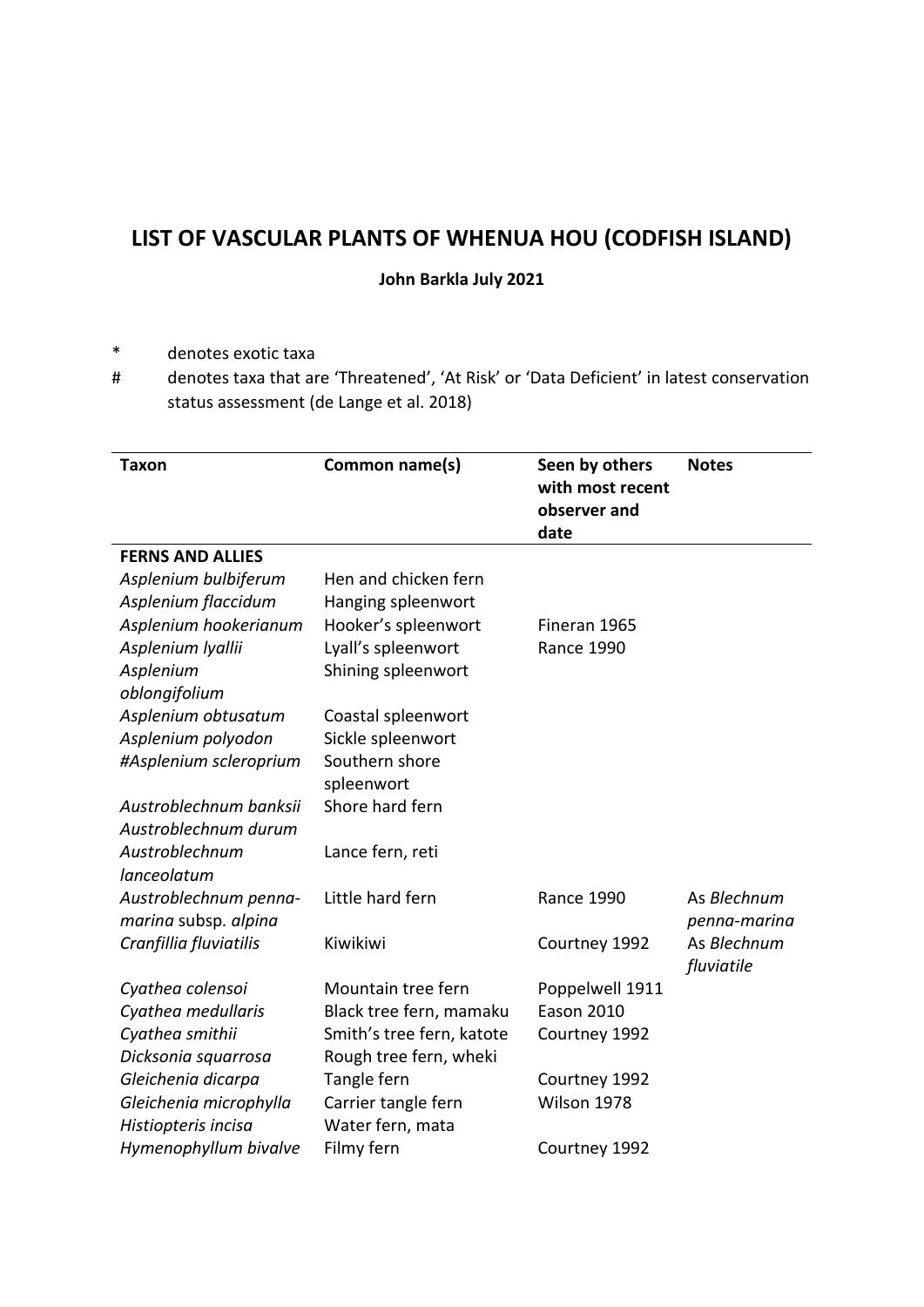# LIST OF VASCULAR PLANTS OF WHENUA HOU (CODFISH ISLAND)

**John Barkla July 2021**

\* denotes exotic taxa

\# denotes taxa that are 'Threatened', 'At Risk' or 'Data Deficient' in latest conservation status assessment (de Lange et al. 2018)

| Taxon | Common name(s) | Seen by others with most recent observer and date | Notes |
|---|---|---|---|
| **FERNS AND ALLIES** | | | |
| *Asplenium bulbiferum* | Hen and chicken fern | | |
| *Asplenium flaccidum* | Hanging spleenwort | | |
| *Asplenium hookerianum* | Hooker's spleenwort | Fineran 1965 | |
| *Asplenium lyallii* | Lyall's spleenwort | Rance 1990 | |
| *Asplenium oblongifolium* | Shining spleenwort | | |
| *Asplenium obtusatum* | Coastal spleenwort | | |
| *Asplenium polyodon* | Sickle spleenwort | | |
| #*Asplenium scleroprium* | Southern shore spleenwort | | |
| *Austroblechnum banksii* | Shore hard fern | | |
| *Austroblechnum durum* | | | |
| *Austroblechnum lanceolatum* | Lance fern, reti | | |
| *Austroblechnum penna-marina* subsp. *alpina* | Little hard fern | Rance 1990 | As *Blechnum penna-marina* |
| *Cranfillia fluviatilis* | Kiwikiwi | Courtney 1992 | As *Blechnum fluviatile* |
| *Cyathea colensoi* | Mountain tree fern | Poppelwell 1911 | |
| *Cyathea medullaris* | Black tree fern, mamaku | Eason 2010 | |
| *Cyathea smithii* | Smith's tree fern, katote | Courtney 1992 | |
| *Dicksonia squarrosa* | Rough tree fern, wheki | | |
| *Gleichenia dicarpa* | Tangle fern | Courtney 1992 | |
| *Gleichenia microphylla* | Carrier tangle fern | Wilson 1978 | |
| *Histiopteris incisa* | Water fern, mata | | |
| *Hymenophyllum bivalve* | Filmy fern | Courtney 1992 | |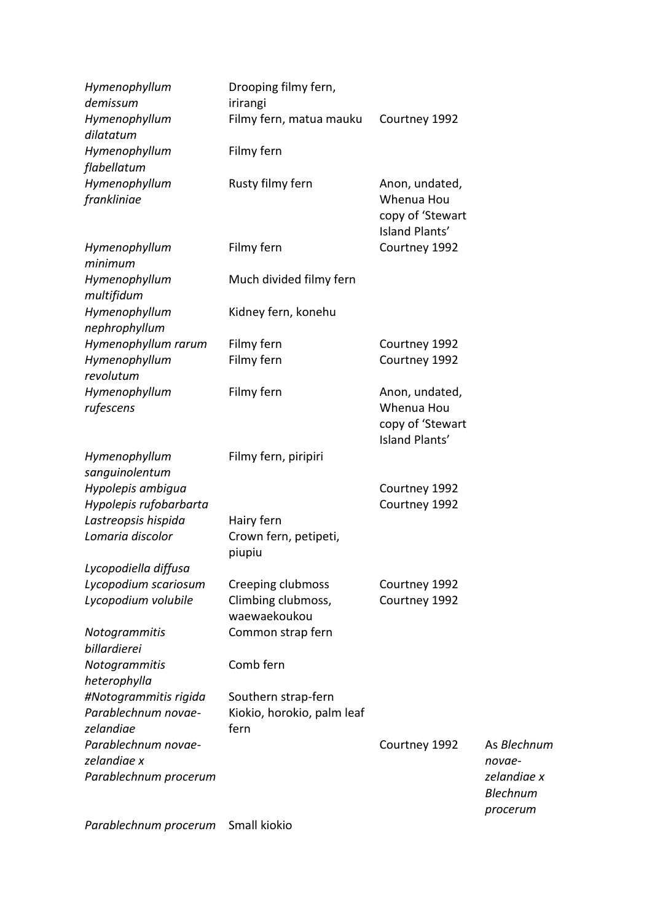| | | | |
|---|---|---|---|
| *Hymenophyllum demissum* | Drooping filmy fern, irirangi | | |
| *Hymenophyllum dilatatum* | Filmy fern, matua mauku | Courtney 1992 | |
| *Hymenophyllum flabellatum* | Filmy fern | | |
| *Hymenophyllum frankliniae* | Rusty filmy fern | Anon, undated, Whenua Hou copy of 'Stewart Island Plants' | |
| *Hymenophyllum minimum* | Filmy fern | Courtney 1992 | |
| *Hymenophyllum multifidum* | Much divided filmy fern | | |
| *Hymenophyllum nephrophyllum* | Kidney fern, konehu | | |
| *Hymenophyllum rarum* | Filmy fern | Courtney 1992 | |
| *Hymenophyllum revolutum* | Filmy fern | Courtney 1992 | |
| *Hymenophyllum rufescens* | Filmy fern | Anon, undated, Whenua Hou copy of 'Stewart Island Plants' | |
| *Hymenophyllum sanguinolentum* | Filmy fern, piripiri | | |
| *Hypolepis ambigua* | | Courtney 1992 | |
| *Hypolepis rufobarbarta* | | Courtney 1992 | |
| *Lastreopsis hispida* | Hairy fern | | |
| *Lomaria discolor* | Crown fern, petipeti, piupiu | | |
| *Lycopodiella diffusa* | | | |
| *Lycopodium scariosum* | Creeping clubmoss | Courtney 1992 | |
| *Lycopodium volubile* | Climbing clubmoss, waewaekoukou | Courtney 1992 | |
| *Notogrammitis billardierei* | Common strap fern | | |
| *Notogrammitis heterophylla* | Comb fern | | |
| *#Notogrammitis rigida* | Southern strap-fern | | |
| *Parablechnum novae-zelandiae* | Kiokio, horokio, palm leaf fern | | |
| *Parablechnum novae-zelandiae x Parablechnum procerum* | | Courtney 1992 | As *Blechnum novae-zelandiae x Blechnum procerum* |
| *Parablechnum procerum* | Small kiokio | | |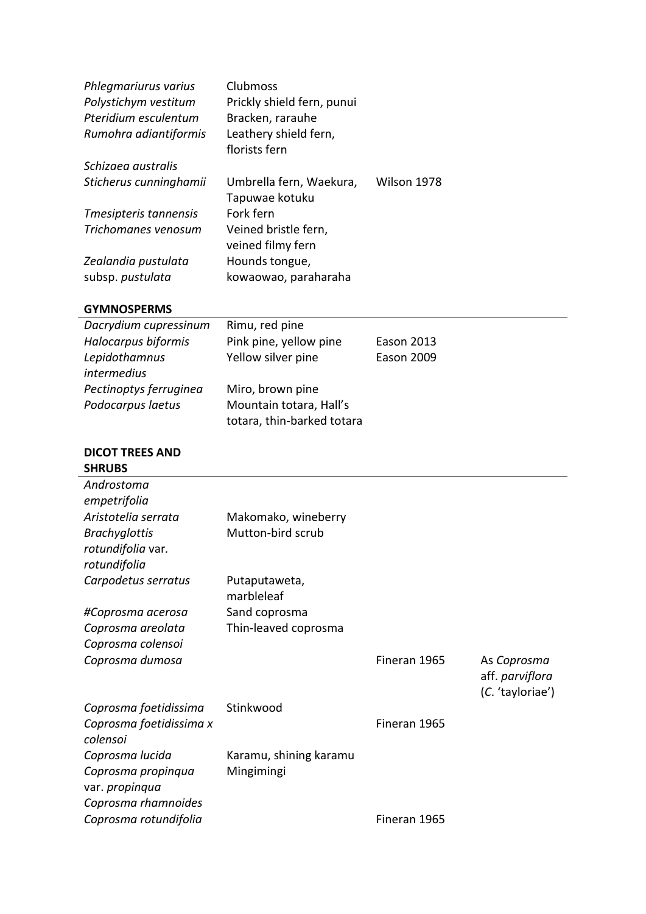| | | | |
|---|---|---|---|
| *Phlegmariurus varius* | Clubmoss | | |
| *Polystichym vestitum* | Prickly shield fern, punui | | |
| *Pteridium esculentum* | Bracken, rarauhe | | |
| *Rumohra adiantiformis* | Leathery shield fern, florists fern | | |
| *Schizaea australis* | | | |
| *Sticherus cunninghamii* | Umbrella fern, Waekura, Tapuwae kotuku | Wilson 1978 | |
| *Tmesipteris tannensis* | Fork fern | | |
| *Trichomanes venosum* | Veined bristle fern, veined filmy fern | | |
| *Zealandia pustulata* subsp. *pustulata* | Hounds tongue, kowaowao, paraharaha | | |

**GYMNOSPERMS**

| | | | |
|---|---|---|---|
| *Dacrydium cupressinum* | Rimu, red pine | | |
| *Halocarpus biformis* | Pink pine, yellow pine | Eason 2013 | |
| *Lepidothamnus intermedius* | Yellow silver pine | Eason 2009 | |
| *Pectinoptys ferruginea* | Miro, brown pine | | |
| *Podocarpus laetus* | Mountain totara, Hall's totara, thin-barked totara | | |

**DICOT TREES AND SHRUBS**

| | | | |
|---|---|---|---|
| *Androstoma empetrifolia* | | | |
| *Aristotelia serrata* | Makomako, wineberry | | |
| *Brachyglottis rotundifolia* var. *rotundifolia* | Mutton-bird scrub | | |
| *Carpodetus serratus* | Putaputaweta, marbleleaf | | |
| #*Coprosma acerosa* | Sand coprosma | | |
| *Coprosma areolata* | Thin-leaved coprosma | | |
| *Coprosma colensoi* | | | |
| *Coprosma dumosa* | | Fineran 1965 | As *Coprosma* aff. *parviflora* (*C.* 'tayloriae') |
| *Coprosma foetidissima* | Stinkwood | | |
| *Coprosma foetidissima x colensoi* | | Fineran 1965 | |
| *Coprosma lucida* | Karamu, shining karamu | | |
| *Coprosma propinqua* var. *propinqua* | Mingimingi | | |
| *Coprosma rhamnoides* | | | |
| *Coprosma rotundifolia* | | Fineran 1965 | |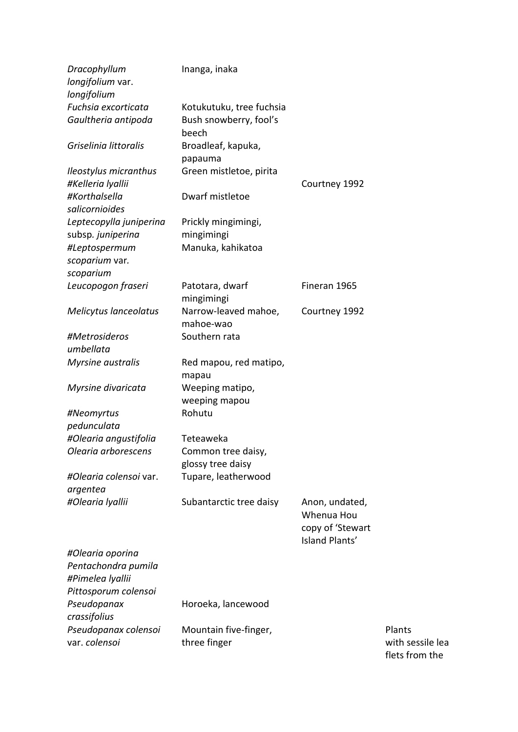| | | | |
|---|---|---|---|
| *Dracophyllum longifolium* var. *longifolium* | Inanga, inaka | | |
| *Fuchsia excorticata* | Kotukutuku, tree fuchsia | | |
| *Gaultheria antipoda* | Bush snowberry, fool's beech | | |
| *Griselinia littoralis* | Broadleaf, kapuka, papauma | | |
| *Ileostylus micranthus* | Green mistletoe, pirita | | |
| #*Kelleria lyallii* | | Courtney 1992 | |
| #*Korthalsella salicornioides* | Dwarf mistletoe | | |
| *Leptecopylla juniperina* subsp. *juniperina* | Prickly mingimingi, mingimingi | | |
| #*Leptospermum scoparium* var. *scoparium* | Manuka, kahikatoa | | |
| *Leucopogon fraseri* | Patotara, dwarf mingimingi | Fineran 1965 | |
| *Melicytus lanceolatus* | Narrow-leaved mahoe, mahoe-wao | Courtney 1992 | |
| #*Metrosideros umbellata* | Southern rata | | |
| *Myrsine australis* | Red mapou, red matipo, mapau | | |
| *Myrsine divaricata* | Weeping matipo, weeping mapou | | |
| #*Neomyrtus pedunculata* | Rohutu | | |
| #*Olearia angustifolia* | Teteaweka | | |
| *Olearia arborescens* | Common tree daisy, glossy tree daisy | | |
| #*Olearia colensoi* var. *argentea* | Tupare, leatherwood | | |
| #*Olearia lyallii* | Subantarctic tree daisy | Anon, undated, Whenua Hou copy of 'Stewart Island Plants' | |
| #*Olearia oporina* | | | |
| *Pentachondra pumila* | | | |
| #*Pimelea lyallii* | | | |
| *Pittosporum colensoi* | | | |
| *Pseudopanax crassifolius* | Horoeka, lancewood | | |
| *Pseudopanax colensoi* var. *colensoi* | Mountain five-finger, three finger | | Plants with sessile lea flets from the |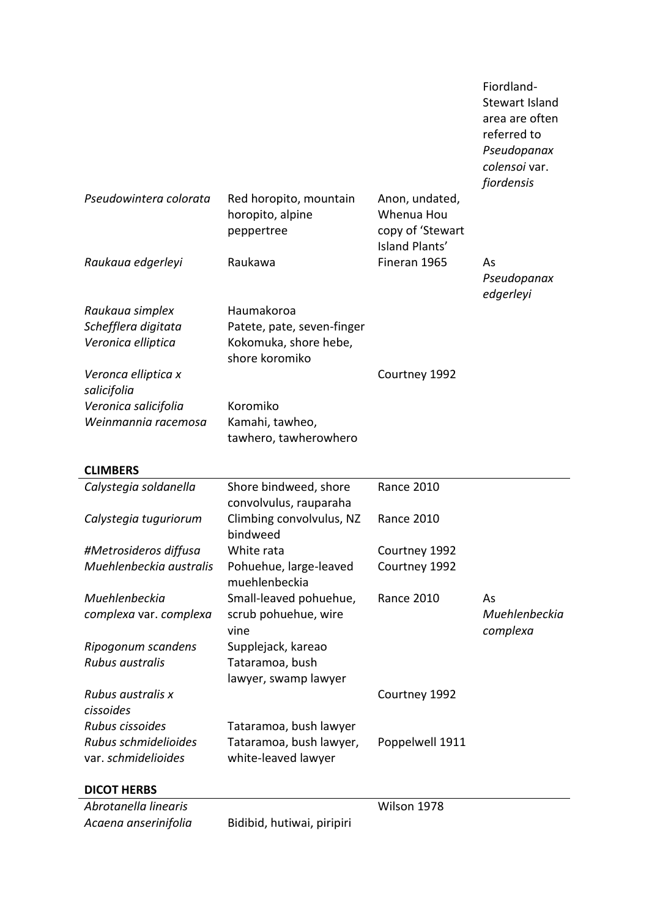| | | | Fiordland-Stewart Island area are often referred to *Pseudopanax colensoi* var. *fiordensis* |
|---|---|---|---|
| *Pseudowintera colorata* | Red horopito, mountain horopito, alpine peppertree | Anon, undated, Whenua Hou copy of 'Stewart Island Plants' | |
| *Raukaua edgerleyi* | Raukawa | Fineran 1965 | As *Pseudopanax edgerleyi* |
| *Raukaua simplex* | Haumakoroa | | |
| *Schefflera digitata* | Patete, pate, seven-finger | | |
| *Veronica elliptica* | Kokomuka, shore hebe, shore koromiko | | |
| *Veronca elliptica x salicifolia* | | Courtney 1992 | |
| *Veronica salicifolia* | Koromiko | | |
| *Weinmannia racemosa* | Kamahi, tawheo, tawhero, tawherowhero | | |

**CLIMBERS**

| | | | |
|---|---|---|---|
| *Calystegia soldanella* | Shore bindweed, shore convolvulus, rauparaha | Rance 2010 | |
| *Calystegia tuguriorum* | Climbing convolvulus, NZ bindweed | Rance 2010 | |
| *#Metrosideros diffusa* | White rata | Courtney 1992 | |
| *Muehlenbeckia australis* | Pohuehue, large-leaved muehlenbeckia | Courtney 1992 | |
| *Muehlenbeckia complexa* var. *complexa* | Small-leaved pohuehue, scrub pohuehue, wire vine | Rance 2010 | As *Muehlenbeckia complexa* |
| *Ripogonum scandens* | Supplejack, kareao | | |
| *Rubus australis* | Tataramoa, bush lawyer, swamp lawyer | | |
| *Rubus australis x cissoides* | | Courtney 1992 | |
| *Rubus cissoides* | Tataramoa, bush lawyer | | |
| *Rubus schmidelioides* var. *schmidelioides* | Tataramoa, bush lawyer, white-leaved lawyer | Poppelwell 1911 | |

**DICOT HERBS**

| | | | |
|---|---|---|---|
| *Abrotanella linearis* | | Wilson 1978 | |
| *Acaena anserinifolia* | Bidibid, hutiwai, piripiri | | |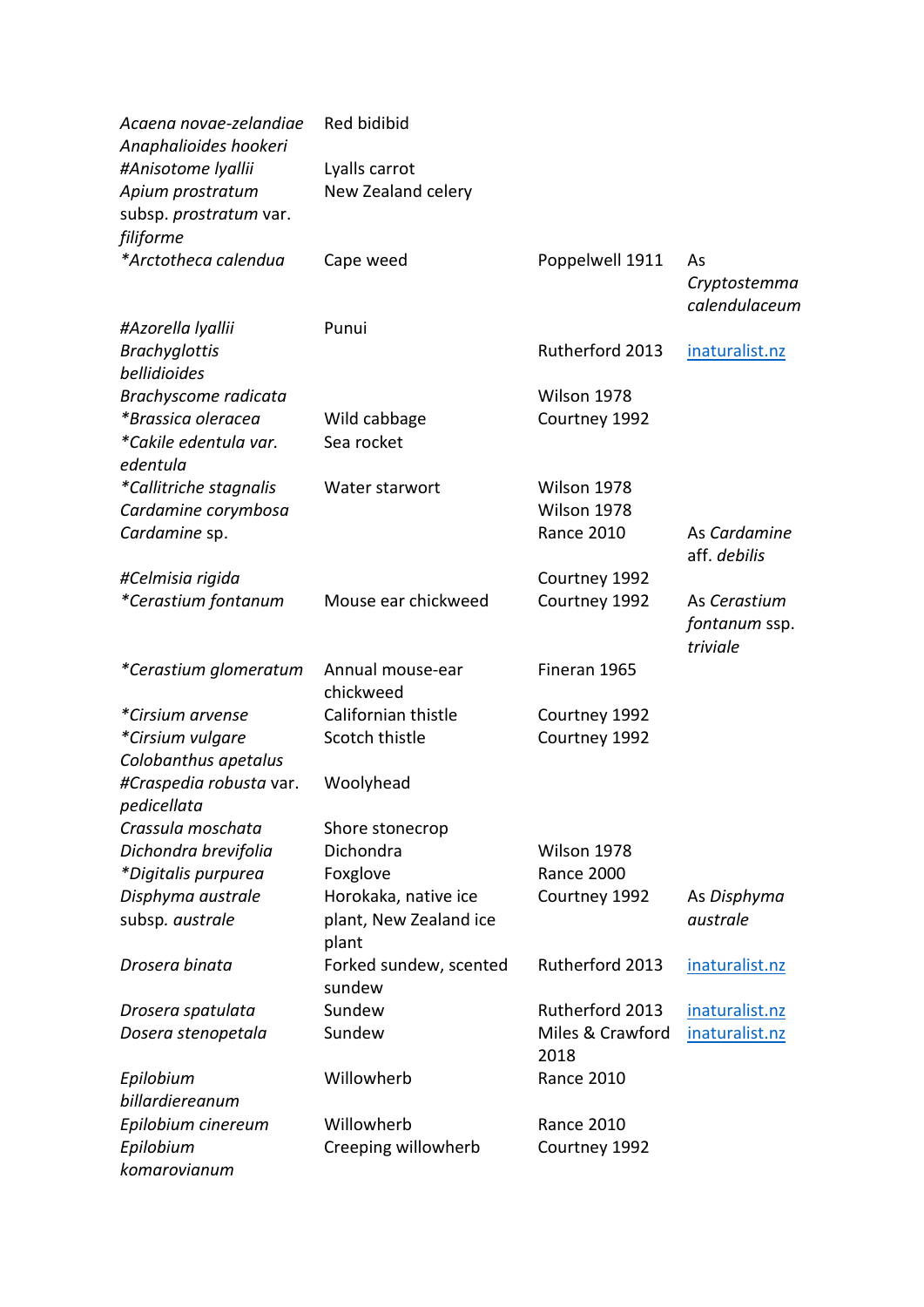| | | | |
|---|---|---|---|
| *Acaena novae-zelandiae* | Red bidibid | | |
| *Anaphalioides hookeri* | | | |
| #*Anisotome lyallii* | Lyalls carrot | | |
| *Apium prostratum* subsp. *prostratum* var. *filiforme* | New Zealand celery | | |
| **Arctotheca calendua* | Cape weed | Poppelwell 1911 | As *Cryptostemma calendulaceum* |
| #*Azorella lyallii* | Punui | | |
| *Brachyglottis bellidioides* | | Rutherford 2013 | inaturalist.nz |
| *Brachyscome radicata* | | Wilson 1978 | |
| **Brassica oleracea* | Wild cabbage | Courtney 1992 | |
| **Cakile edentula var. edentula* | Sea rocket | | |
| **Callitriche stagnalis* | Water starwort | Wilson 1978 | |
| *Cardamine corymbosa* | | Wilson 1978 | |
| *Cardamine* sp. | | Rance 2010 | As *Cardamine* aff. *debilis* |
| #*Celmisia rigida* | | Courtney 1992 | |
| **Cerastium fontanum* | Mouse ear chickweed | Courtney 1992 | As *Cerastium fontanum* ssp. *triviale* |
| **Cerastium glomeratum* | Annual mouse-ear chickweed | Fineran 1965 | |
| **Cirsium arvense* | Californian thistle | Courtney 1992 | |
| **Cirsium vulgare* | Scotch thistle | Courtney 1992 | |
| *Colobanthus apetalus* | | | |
| #*Craspedia robusta* var. *pedicellata* | Woolyhead | | |
| *Crassula moschata* | Shore stonecrop | | |
| *Dichondra brevifolia* | Dichondra | Wilson 1978 | |
| **Digitalis purpurea* | Foxglove | Rance 2000 | |
| *Disphyma australe* subsp. *australe* | Horokaka, native ice plant, New Zealand ice plant | Courtney 1992 | As *Disphyma australe* |
| *Drosera binata* | Forked sundew, scented sundew | Rutherford 2013 | inaturalist.nz |
| *Drosera spatulata* | Sundew | Rutherford 2013 | inaturalist.nz |
| *Dosera stenopetala* | Sundew | Miles & Crawford 2018 | inaturalist.nz |
| *Epilobium billardiereanum* | Willowherb | Rance 2010 | |
| *Epilobium cinereum* | Willowherb | Rance 2010 | |
| *Epilobium komarovianum* | Creeping willowherb | Courtney 1992 | |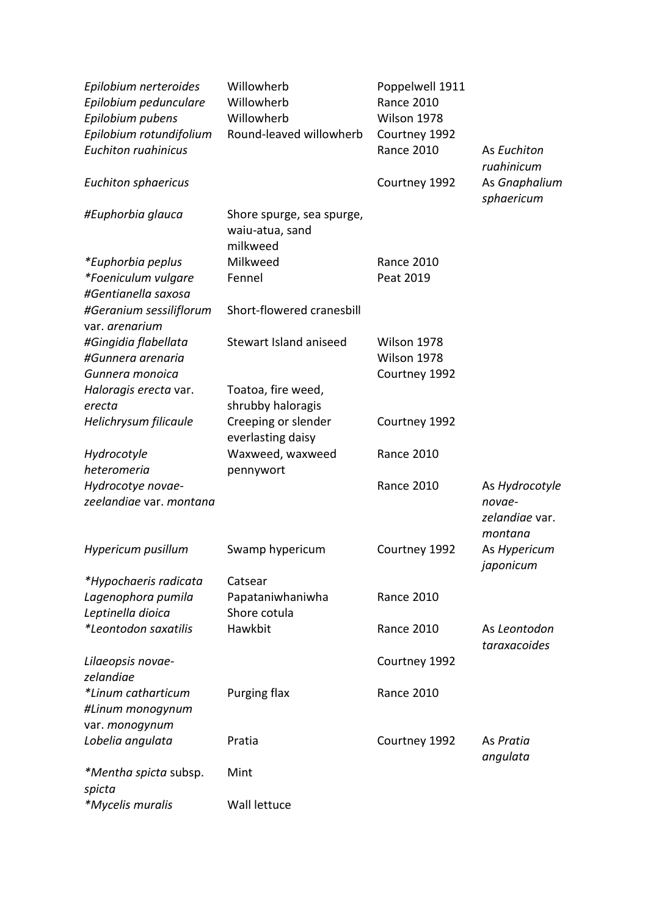| | | | |
|---|---|---|---|
| *Epilobium nerteroides* | Willowherb | Poppelwell 1911 | |
| *Epilobium pedunculare* | Willowherb | Rance 2010 | |
| *Epilobium pubens* | Willowherb | Wilson 1978 | |
| *Epilobium rotundifolium* | Round-leaved willowherb | Courtney 1992 | |
| *Euchiton ruahinicus* | | Rance 2010 | As *Euchiton ruahinicum* |
| *Euchiton sphaericus* | | Courtney 1992 | As *Gnaphalium sphaericum* |
| #*Euphorbia glauca* | Shore spurge, sea spurge, waiu-atua, sand milkweed | | |
| **Euphorbia peplus* | Milkweed | Rance 2010 | |
| **Foeniculum vulgare* | Fennel | Peat 2019 | |
| #*Gentianella saxosa* | | | |
| #*Geranium sessiliflorum* var. *arenarium* | Short-flowered cranesbill | | |
| #*Gingidia flabellata* | Stewart Island aniseed | Wilson 1978 | |
| #*Gunnera arenaria* | | Wilson 1978 | |
| *Gunnera monoica* | | Courtney 1992 | |
| *Haloragis erecta* var. *erecta* | Toatoa, fire weed, shrubby haloragis | | |
| *Helichrysum filicaule* | Creeping or slender everlasting daisy | Courtney 1992 | |
| *Hydrocotyle heteromeria* | Waxweed, waxweed pennywort | Rance 2010 | |
| *Hydrocotye novae-zeelandiae* var. *montana* | | Rance 2010 | As *Hydrocotyle novae-zelandiae* var. *montana* |
| *Hypericum pusillum* | Swamp hypericum | Courtney 1992 | As *Hypericum japonicum* |
| **Hypochaeris radicata* | Catsear | | |
| *Lagenophora pumila* | Papataniwhaniwha | Rance 2010 | |
| *Leptinella dioica* | Shore cotula | | |
| **Leontodon saxatilis* | Hawkbit | Rance 2010 | As *Leontodon taraxacoides* |
| *Lilaeopsis novae-zelandiae* | | Courtney 1992 | |
| **Linum catharticum* | Purging flax | Rance 2010 | |
| #*Linum monogynum* var. *monogynum* | | | |
| *Lobelia angulata* | Pratia | Courtney 1992 | As *Pratia angulata* |
| **Mentha spicta* subsp. *spicta* | Mint | | |
| **Mycelis muralis* | Wall lettuce | | |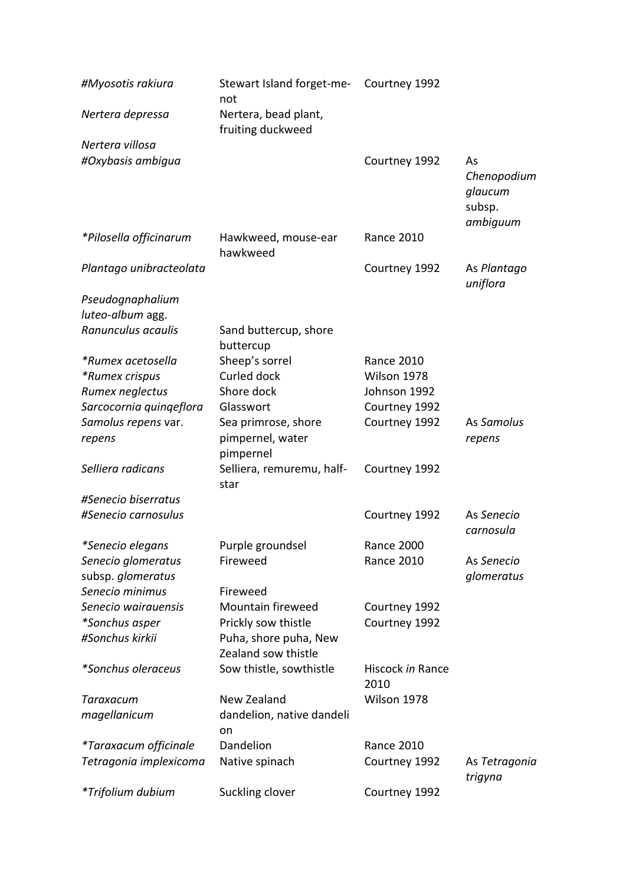| | | | |
|---|---|---|---|
| #*Myosotis rakiura* | Stewart Island forget-me-not | Courtney 1992 | |
| *Nertera depressa* | Nertera, bead plant, fruiting duckweed | | |
| *Nertera villosa* | | | |
| #*Oxybasis ambigua* | | Courtney 1992 | As *Chenopodium glaucum* subsp. *ambiguum* |
| *\*Pilosella officinarum* | Hawkweed, mouse-ear hawkweed | Rance 2010 | |
| *Plantago unibracteolata* | | Courtney 1992 | As *Plantago uniflora* |
| *Pseudognaphalium luteo-album* agg. | | | |
| *Ranunculus acaulis* | Sand buttercup, shore buttercup | | |
| *\*Rumex acetosella* | Sheep's sorrel | Rance 2010 | |
| *\*Rumex crispus* | Curled dock | Wilson 1978 | |
| *Rumex neglectus* | Shore dock | Johnson 1992 | |
| *Sarcocornia quinqeflora* | Glasswort | Courtney 1992 | |
| *Samolus repens* var. *repens* | Sea primrose, shore pimpernel, water pimpernel | Courtney 1992 | As *Samolus repens* |
| *Selliera radicans* | Selliera, remuremu, half-star | Courtney 1992 | |
| #*Senecio biserratus* | | | |
| #*Senecio carnosulus* | | Courtney 1992 | As *Senecio carnosula* |
| *\*Senecio elegans* | Purple groundsel | Rance 2000 | |
| *Senecio glomeratus* subsp. *glomeratus* | Fireweed | Rance 2010 | As *Senecio glomeratus* |
| *Senecio minimus* | Fireweed | | |
| *Senecio wairauensis* | Mountain fireweed | Courtney 1992 | |
| *\*Sonchus asper* | Prickly sow thistle | Courtney 1992 | |
| #*Sonchus kirkii* | Puha, shore puha, New Zealand sow thistle | | |
| *\*Sonchus oleraceus* | Sow thistle, sowthistle | Hiscock *in* Rance 2010 | |
| *Taraxacum magellanicum* | New Zealand dandelion, native dandelion | Wilson 1978 | |
| *\*Taraxacum officinale* | Dandelion | Rance 2010 | |
| *Tetragonia implexicoma* | Native spinach | Courtney 1992 | As *Tetragonia trigyna* |
| *\*Trifolium dubium* | Suckling clover | Courtney 1992 | |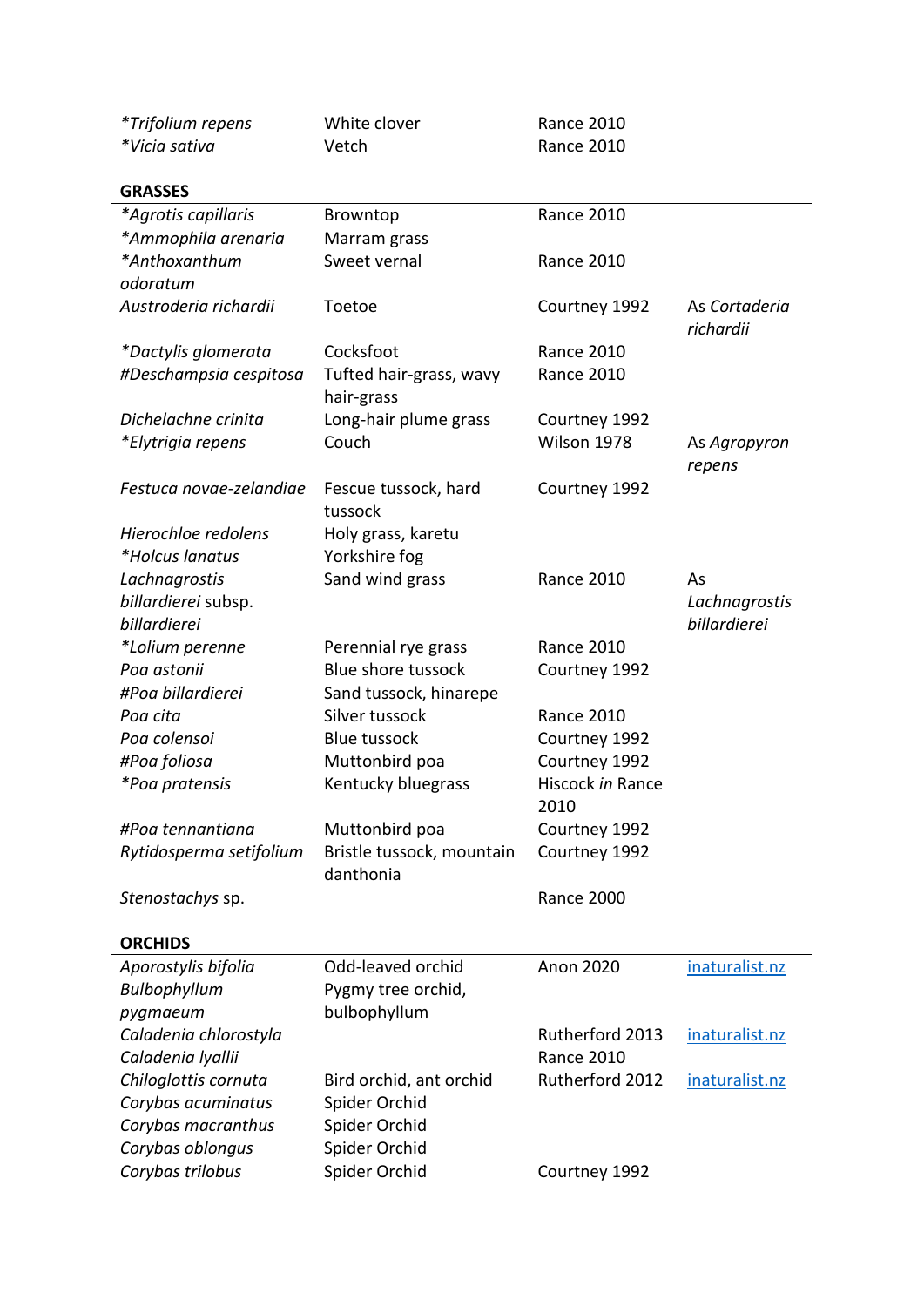| | | | |
|---|---|---|---|
| **Trifolium repens* | White clover | Rance 2010 | |
| **Vicia sativa* | Vetch | Rance 2010 | |

**GRASSES**

| | | | |
|---|---|---|---|
| **Agrotis capillaris* | Browntop | Rance 2010 | |
| **Ammophila arenaria* | Marram grass | | |
| **Anthoxanthum odoratum* | Sweet vernal | Rance 2010 | |
| *Austroderia richardii* | Toetoe | Courtney 1992 | As *Cortaderia richardii* |
| **Dactylis glomerata* | Cocksfoot | Rance 2010 | |
| *#Deschampsia cespitosa* | Tufted hair-grass, wavy hair-grass | Rance 2010 | |
| *Dichelachne crinita* | Long-hair plume grass | Courtney 1992 | |
| **Elytrigia repens* | Couch | Wilson 1978 | As *Agropyron repens* |
| *Festuca novae-zelandiae* | Fescue tussock, hard tussock | Courtney 1992 | |
| *Hierochloe redolens* | Holy grass, karetu | | |
| **Holcus lanatus* | Yorkshire fog | | |
| *Lachnagrostis billardierei* subsp. *billardierei* | Sand wind grass | Rance 2010 | As *Lachnagrostis billardierei* |
| **Lolium perenne* | Perennial rye grass | Rance 2010 | |
| *Poa astonii* | Blue shore tussock | Courtney 1992 | |
| *#Poa billardierei* | Sand tussock, hinarepe | | |
| *Poa cita* | Silver tussock | Rance 2010 | |
| *Poa colensoi* | Blue tussock | Courtney 1992 | |
| *#Poa foliosa* | Muttonbird poa | Courtney 1992 | |
| **Poa pratensis* | Kentucky bluegrass | Hiscock *in* Rance 2010 | |
| *#Poa tennantiana* | Muttonbird poa | Courtney 1992 | |
| *Rytidosperma setifolium* | Bristle tussock, mountain danthonia | Courtney 1992 | |
| *Stenostachys* sp. | | Rance 2000 | |

**ORCHIDS**

| | | | |
|---|---|---|---|
| *Aporostylis bifolia* | Odd-leaved orchid | Anon 2020 | inaturalist.nz |
| *Bulbophyllum pygmaeum* | Pygmy tree orchid, bulbophyllum | | |
| *Caladenia chlorostyla* | | Rutherford 2013 | inaturalist.nz |
| *Caladenia lyallii* | | Rance 2010 | |
| *Chiloglottis cornuta* | Bird orchid, ant orchid | Rutherford 2012 | inaturalist.nz |
| *Corybas acuminatus* | Spider Orchid | | |
| *Corybas macranthus* | Spider Orchid | | |
| *Corybas oblongus* | Spider Orchid | | |
| *Corybas trilobus* | Spider Orchid | Courtney 1992 | |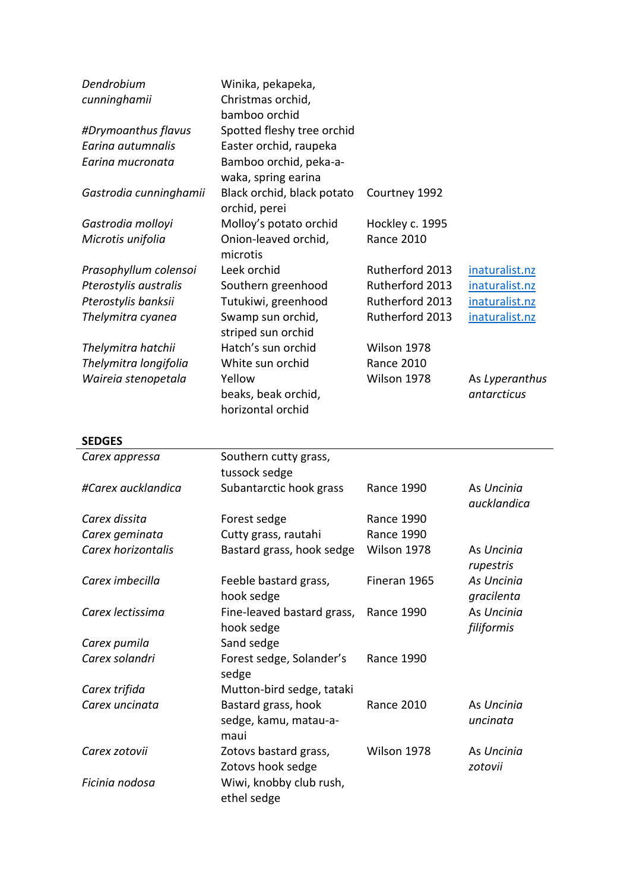| | | | |
|---|---|---|---|
| *Dendrobium cunninghamii* | Winika, pekapeka, Christmas orchid, bamboo orchid | | |
| *#Drymoanthus flavus* | Spotted fleshy tree orchid | | |
| *Earina autumnalis* | Easter orchid, raupeka | | |
| *Earina mucronata* | Bamboo orchid, peka-a-waka, spring earina | | |
| *Gastrodia cunninghamii* | Black orchid, black potato orchid, perei | Courtney 1992 | |
| *Gastrodia molloyi* | Molloy's potato orchid | Hockley c. 1995 | |
| *Microtis unifolia* | Onion-leaved orchid, microtis | Rance 2010 | |
| *Prasophyllum colensoi* | Leek orchid | Rutherford 2013 | inaturalist.nz |
| *Pterostylis australis* | Southern greenhood | Rutherford 2013 | inaturalist.nz |
| *Pterostylis banksii* | Tutukiwi, greenhood | Rutherford 2013 | inaturalist.nz |
| *Thelymitra cyanea* | Swamp sun orchid, striped sun orchid | Rutherford 2013 | inaturalist.nz |
| *Thelymitra hatchii* | Hatch's sun orchid | Wilson 1978 | |
| *Thelymitra longifolia* | White sun orchid | Rance 2010 | |
| *Waireia stenopetala* | Yellow beaks, beak orchid, horizontal orchid | Wilson 1978 | As *Lyperanthus antarcticus* |

**SEDGES**

| | | | |
|---|---|---|---|
| *Carex appressa* | Southern cutty grass, tussock sedge | | |
| *#Carex aucklandica* | Subantarctic hook grass | Rance 1990 | As *Uncinia aucklandica* |
| *Carex dissita* | Forest sedge | Rance 1990 | |
| *Carex geminata* | Cutty grass, rautahi | Rance 1990 | |
| *Carex horizontalis* | Bastard grass, hook sedge | Wilson 1978 | As *Uncinia rupestris* |
| *Carex imbecilla* | Feeble bastard grass, hook sedge | Fineran 1965 | As *Uncinia gracilenta* |
| *Carex lectissima* | Fine-leaved bastard grass, hook sedge | Rance 1990 | As *Uncinia filiformis* |
| *Carex pumila* | Sand sedge | | |
| *Carex solandri* | Forest sedge, Solander's sedge | Rance 1990 | |
| *Carex trifida* | Mutton-bird sedge, tataki | | |
| *Carex uncinata* | Bastard grass, hook sedge, kamu, matau-a-maui | Rance 2010 | As *Uncinia uncinata* |
| *Carex zotovii* | Zotovs bastard grass, Zotovs hook sedge | Wilson 1978 | As *Uncinia zotovii* |
| *Ficinia nodosa* | Wiwi, knobby club rush, ethel sedge | | |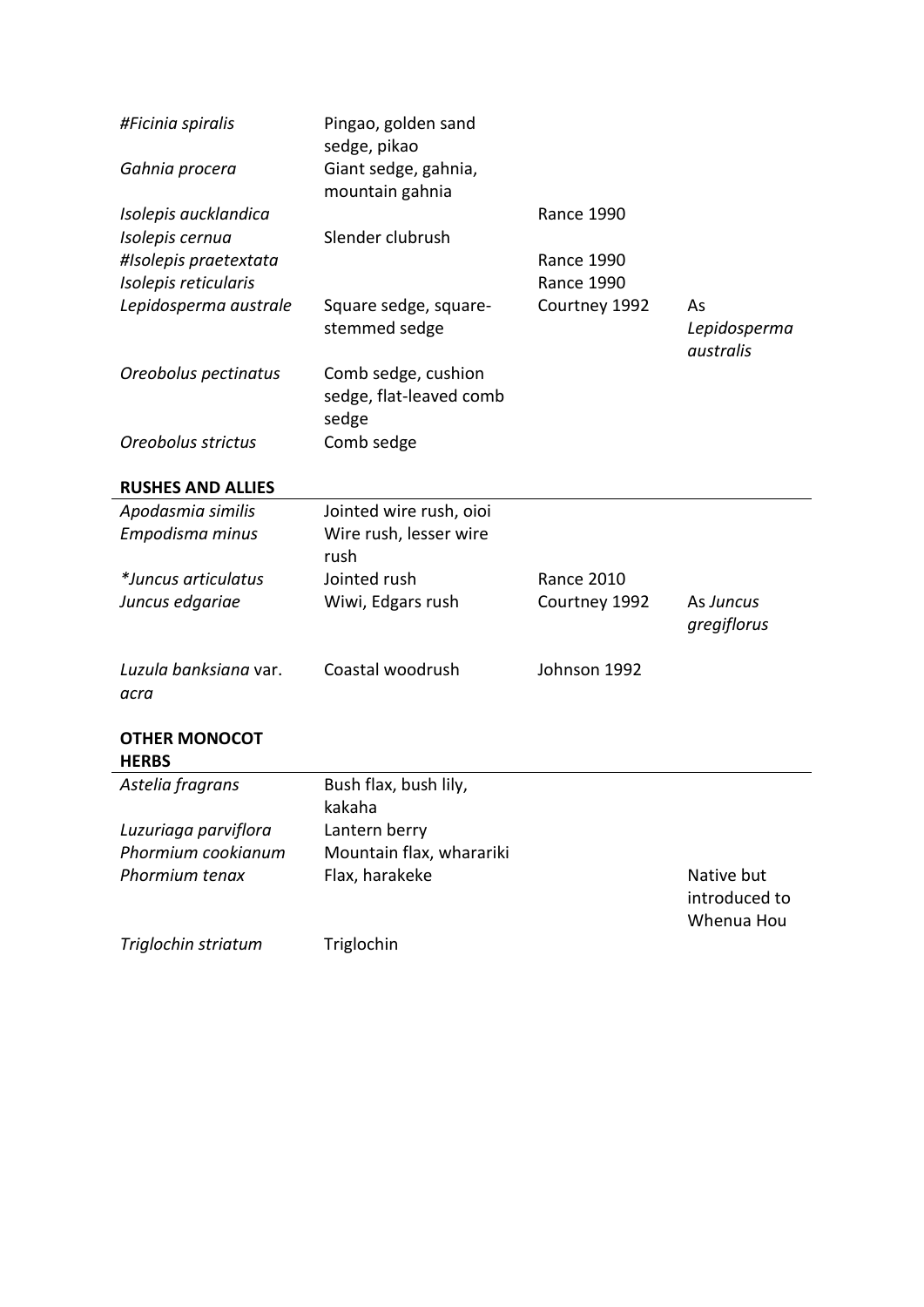| | | | |
|---|---|---|---|
| *#Ficinia spiralis* | Pingao, golden sand sedge, pikao | | |
| *Gahnia procera* | Giant sedge, gahnia, mountain gahnia | | |
| *Isolepis aucklandica* | | Rance 1990 | |
| *Isolepis cernua* | Slender clubrush | | |
| *#Isolepis praetextata* | | Rance 1990 | |
| *Isolepis reticularis* | | Rance 1990 | |
| *Lepidosperma australe* | Square sedge, square-stemmed sedge | Courtney 1992 | As *Lepidosperma australis* |
| *Oreobolus pectinatus* | Comb sedge, cushion sedge, flat-leaved comb sedge | | |
| *Oreobolus strictus* | Comb sedge | | |

**RUSHES AND ALLIES**

| | | | |
|---|---|---|---|
| *Apodasmia similis* | Jointed wire rush, oioi | | |
| *Empodisma minus* | Wire rush, lesser wire rush | | |
| *\*Juncus articulatus* | Jointed rush | Rance 2010 | |
| *Juncus edgariae* | Wiwi, Edgars rush | Courtney 1992 | As *Juncus gregiflorus* |
| *Luzula banksiana* var. *acra* | Coastal woodrush | Johnson 1992 | |

**OTHER MONOCOT HERBS**

| | | | |
|---|---|---|---|
| *Astelia fragrans* | Bush flax, bush lily, kakaha | | |
| *Luzuriaga parviflora* | Lantern berry | | |
| *Phormium cookianum* | Mountain flax, wharariki | | |
| *Phormium tenax* | Flax, harakeke | | Native but introduced to Whenua Hou |
| *Triglochin striatum* | Triglochin | | |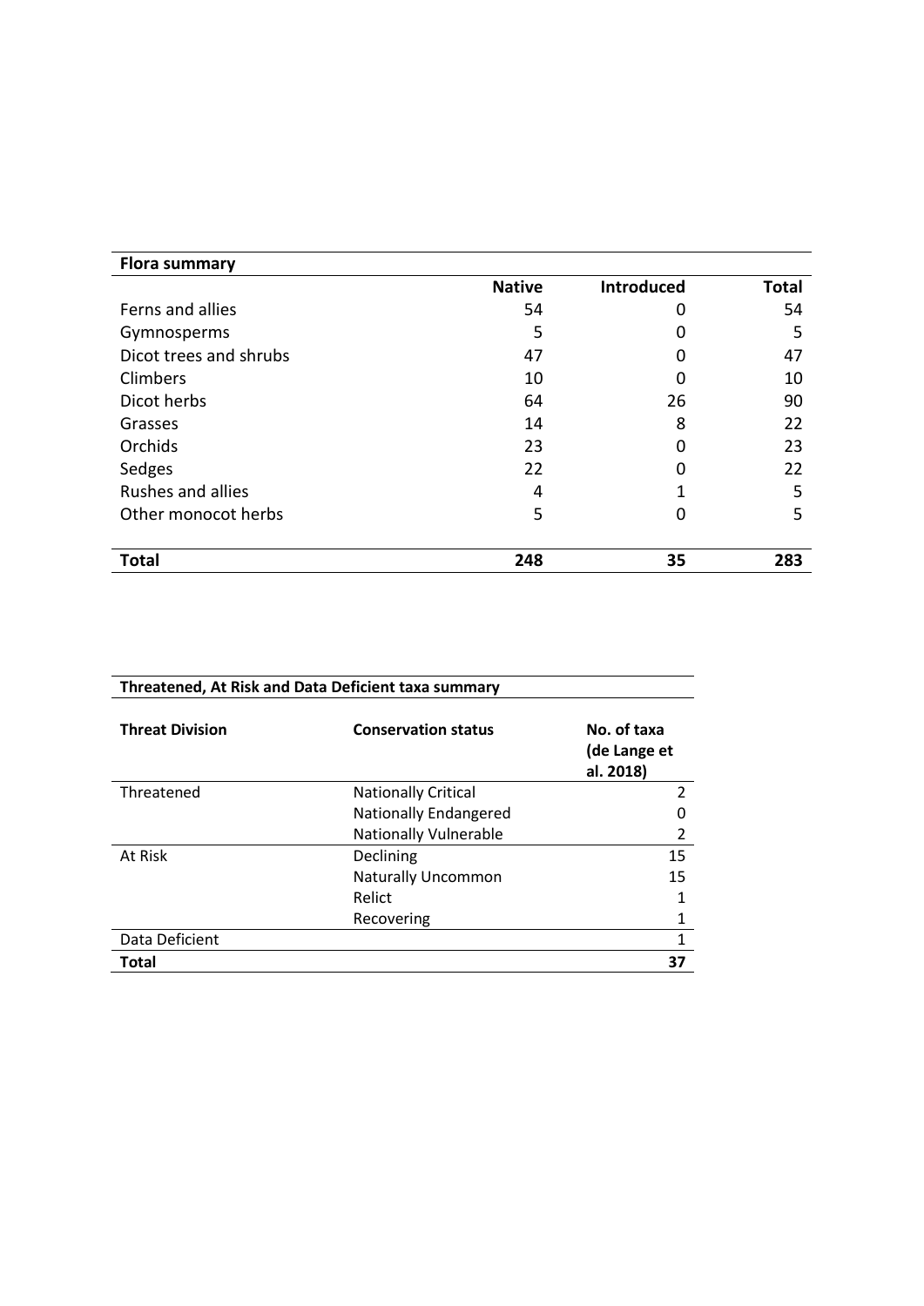**Flora summary**

| | Native | Introduced | Total |
|---|---|---|---|
| Ferns and allies | 54 | 0 | 54 |
| Gymnosperms | 5 | 0 | 5 |
| Dicot trees and shrubs | 47 | 0 | 47 |
| Climbers | 10 | 0 | 10 |
| Dicot herbs | 64 | 26 | 90 |
| Grasses | 14 | 8 | 22 |
| Orchids | 23 | 0 | 23 |
| Sedges | 22 | 0 | 22 |
| Rushes and allies | 4 | 1 | 5 |
| Other monocot herbs | 5 | 0 | 5 |
| **Total** | **248** | **35** | **283** |

**Threatened, At Risk and Data Deficient taxa summary**

| Threat Division | Conservation status | No. of taxa (de Lange et al. 2018) |
|---|---|---|
| Threatened | Nationally Critical | 2 |
| | Nationally Endangered | 0 |
| | Nationally Vulnerable | 2 |
| At Risk | Declining | 15 |
| | Naturally Uncommon | 15 |
| | Relict | 1 |
| | Recovering | 1 |
| Data Deficient | | 1 |
| **Total** | | **37** |